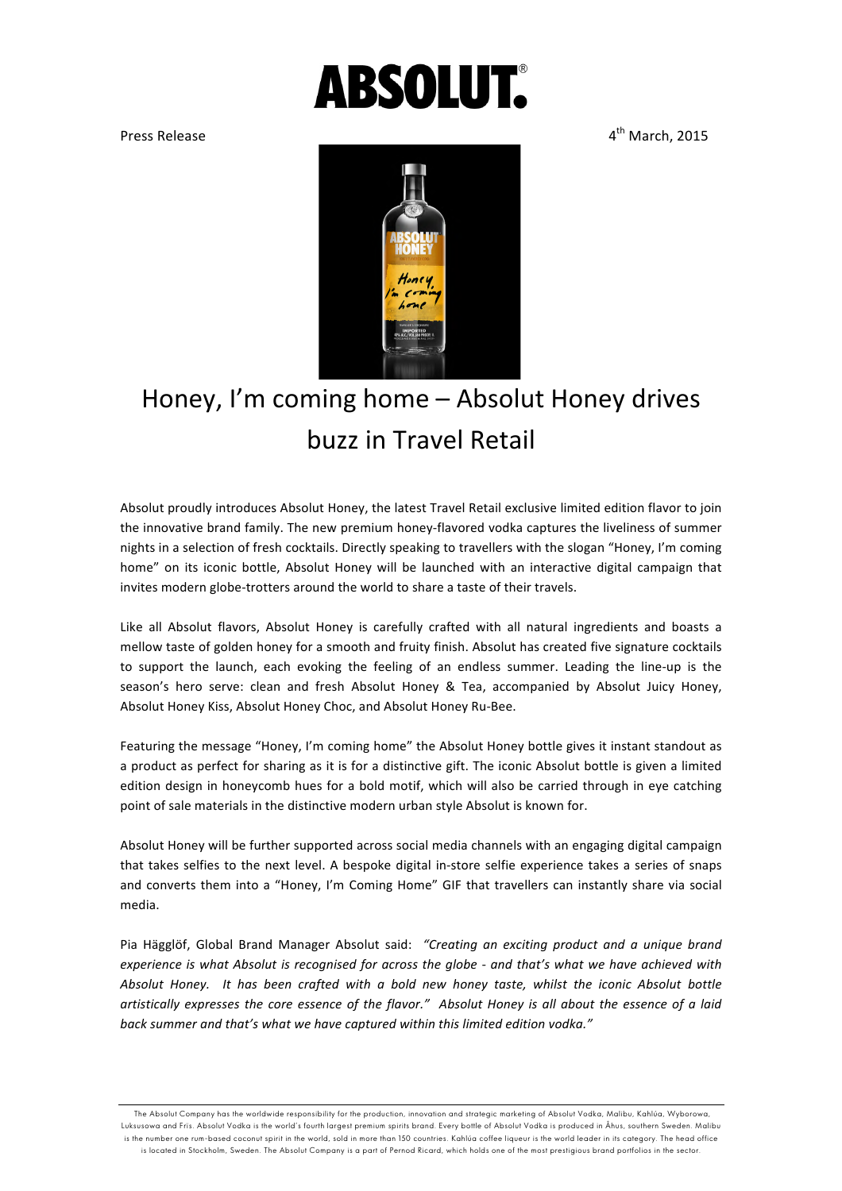ABSOLUT.

Press Release

4th March, 2015

# Honey, I'm coming home – Absolut Honey drives buzz in Travel Retail

Absolut proudly introduces Absolut Honey, the latest Travel Retail exclusive limited edition flavor to join the innovative brand family. The new premium honey-flavored vodka captures the liveliness of summer nights in a selection of fresh cocktails. Directly speaking to travellers with the slogan "Honey, I'm coming home" on its iconic bottle, Absolut Honey will be launched with an interactive digital campaign that invites modern globe-trotters around the world to share a taste of their travels.

Like all Absolut flavors, Absolut Honey is carefully crafted with all natural ingredients and boasts a mellow taste of golden honey for a smooth and fruity finish. Absolut has created five signature cocktails to support the launch, each evoking the feeling of an endless summer. Leading the line-up is the season's hero serve: clean and fresh Absolut Honey & Tea, accompanied by Absolut Juicy Honey, Absolut Honey Kiss, Absolut Honey Choc, and Absolut Honey Ru-Bee.

Featuring the message "Honey, I'm coming home" the Absolut Honey bottle gives it instant standout as a product as perfect for sharing as it is for a distinctive gift. The iconic Absolut bottle is given a limited edition design in honeycomb hues for a bold motif, which will also be carried through in eye catching point of sale materials in the distinctive modern urban style Absolut is known for.

Absolut Honey will be further supported across social media channels with an engaging digital campaign that takes selfies to the next level. A bespoke digital in-store selfie experience takes a series of snaps and converts them into a "Honey, I'm Coming Home" GIF that travellers can instantly share via social media.

Pia Hägglöf, Global Brand Manager Absolut said: *"Creating an exciting product and a unique brand experience is what Absolut is recognised for across the globe - and that's what we have achieved with Absolut Honey. It has been crafted with a bold new honey taste, whilst the iconic Absolut bottle artistically expresses the core essence of the flavor." Absolut Honey is all about the essence of a laid back summer and that's what we have captured within this limited edition vodka."*

The Absolut Company has the worldwide responsibility for the production, innovation and strategic marketing of Absolut Vodka, Malibu, Kahlúa, Wyborowa, Luksusowa and Fris. Absolut Vodka is the world's fourth largest premium spirits brand. Every bottle of Absolut Vodka is produced in Åhus, southern Sweden. Malibu is the number one rum-based coconut spirit in the world, sold in more than 150 countries. Kahlúa coffee liqueur is the world leader in its category. The head office is located in Stockholm, Sweden. The Absolut Company is a part of Pernod Ricard, which holds one of the most prestigious brand portfolios in the sector.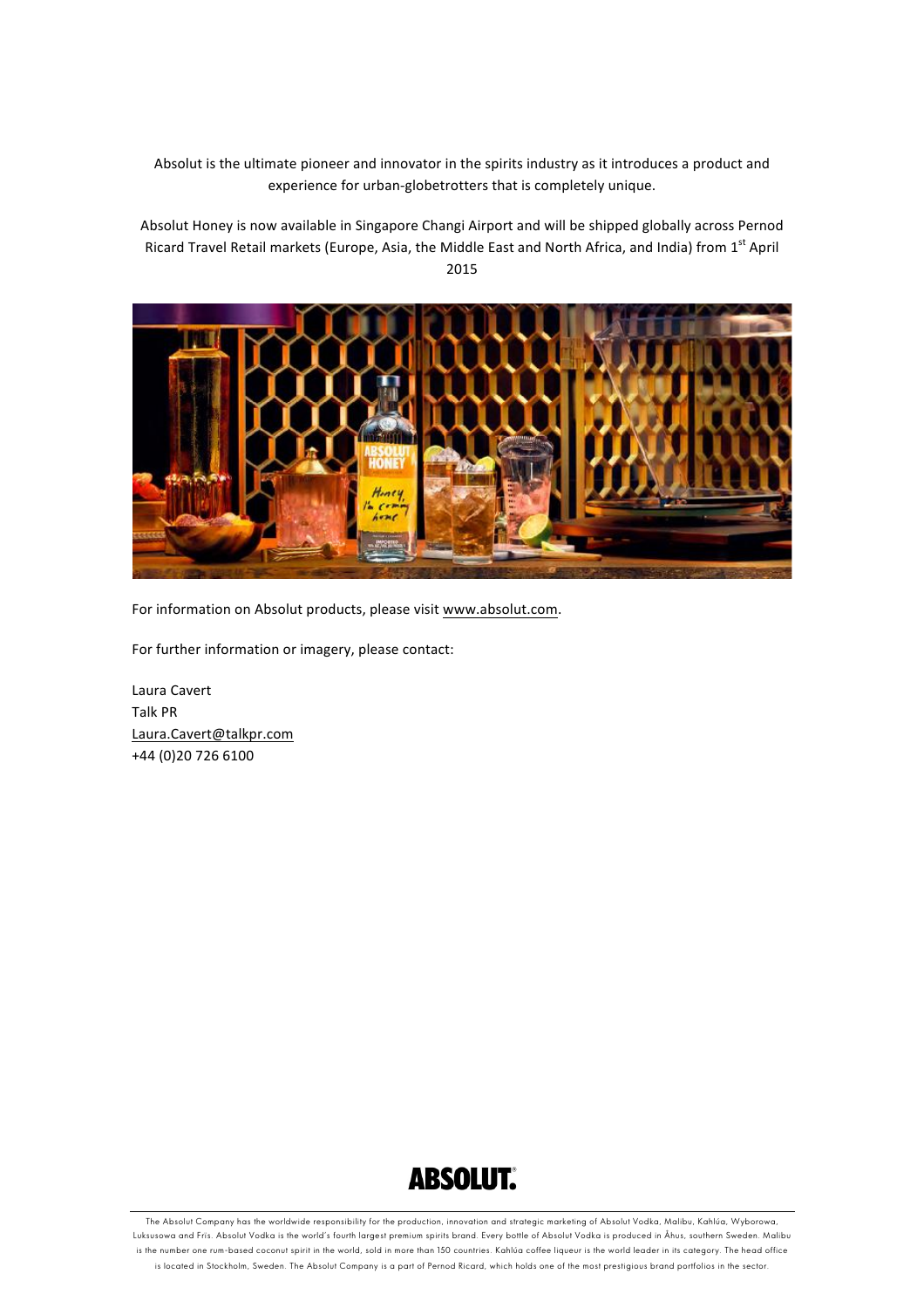Absolut is the ultimate pioneer and innovator in the spirits industry as it introduces a product and experience for urban-globetrotters that is completely unique.

Absolut Honey is now available in Singapore Changi Airport and will be shipped globally across Pernod Ricard Travel Retail markets (Europe, Asia, the Middle East and North Africa, and India) from 1st April 2015

For information on Absolut products, please visit www.absolut.com.

For further information or imagery, please contact:

Laura Cavert
Talk PR
Laura.Cavert@talkpr.com
+44 (0)20 726 6100

ABSOLUT.

The Absolut Company has the worldwide responsibility for the production, innovation and strategic marketing of Absolut Vodka, Malibu, Kahlúa, Wyborowa, Luksusowa and Frïs. Absolut Vodka is the world's fourth largest premium spirits brand. Every bottle of Absolut Vodka is produced in Åhus, southern Sweden. Malibu is the number one rum-based coconut spirit in the world, sold in more than 150 countries. Kahlúa coffee liqueur is the world leader in its category. The head office is located in Stockholm, Sweden. The Absolut Company is a part of Pernod Ricard, which holds one of the most prestigious brand portfolios in the sector.